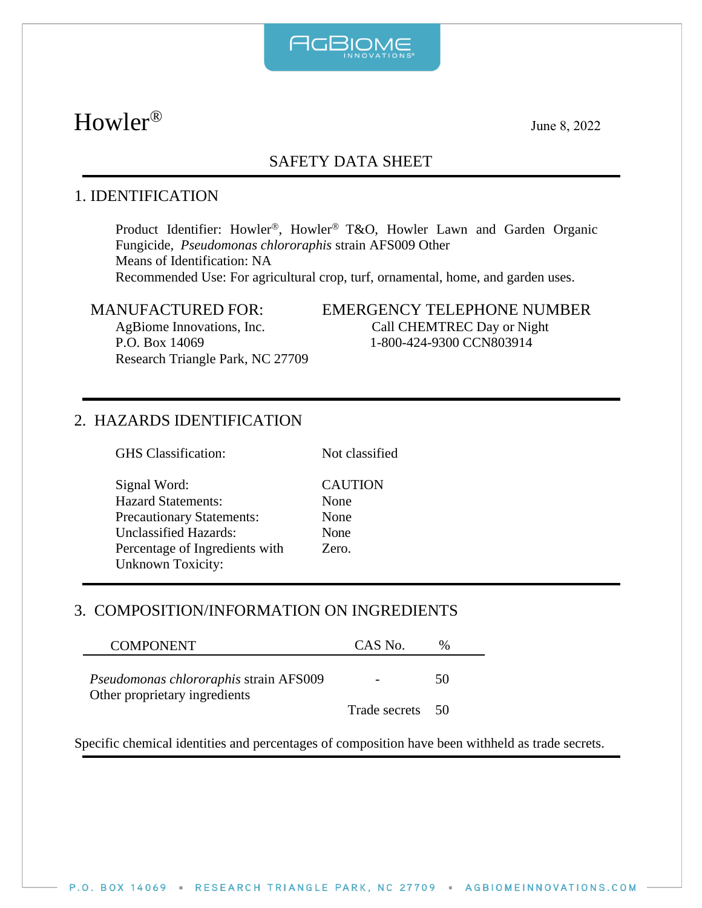# Howler®

June 8, 2022

## SAFETY DATA SHEET

## 1. IDENTIFICATION

Product Identifier: Howler®, Howler® T&O, Howler Lawn and Garden Organic Fungicide, *Pseudomonas chlororaphis* strain AFS009 Other
Means of Identification: NA
Recommended Use: For agricultural crop, turf, ornamental, home, and garden uses.

MANUFACTURED FOR:
AgBiome Innovations, Inc.
P.O. Box 14069
Research Triangle Park, NC 27709

EMERGENCY TELEPHONE NUMBER
Call CHEMTREC Day or Night
1-800-424-9300 CCN803914

## 2. HAZARDS IDENTIFICATION

| | |
|---|---|
| GHS Classification: | Not classified |
| Signal Word: | CAUTION |
| Hazard Statements: | None |
| Precautionary Statements: | None |
| Unclassified Hazards: | None |
| Percentage of Ingredients with Unknown Toxicity: | Zero. |

## 3. COMPOSITION/INFORMATION ON INGREDIENTS

| COMPONENT | CAS No. | % |
|---|---|---|
| *Pseudomonas chlororaphis* strain AFS009 | - | 50 |
| Other proprietary ingredients | Trade secrets | 50 |

Specific chemical identities and percentages of composition have been withheld as trade secrets.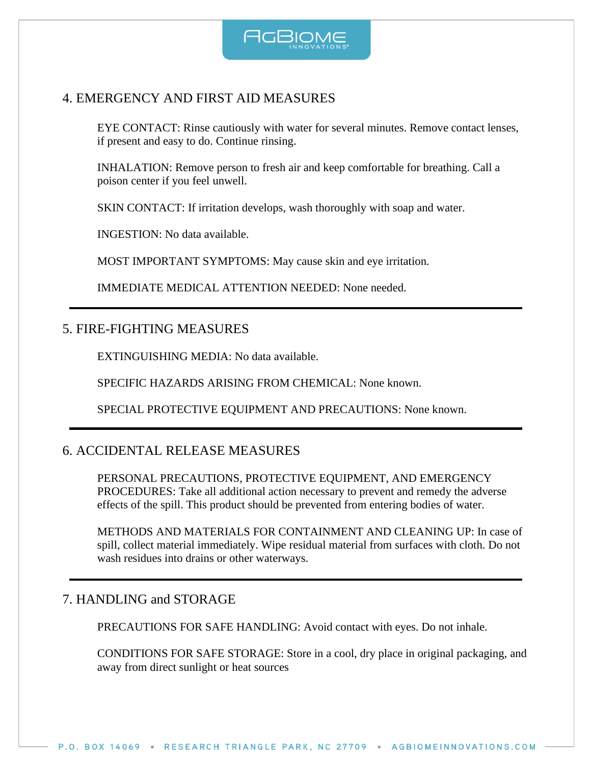## 4. EMERGENCY AND FIRST AID MEASURES

EYE CONTACT: Rinse cautiously with water for several minutes. Remove contact lenses, if present and easy to do. Continue rinsing.

INHALATION: Remove person to fresh air and keep comfortable for breathing. Call a poison center if you feel unwell.

SKIN CONTACT: If irritation develops, wash thoroughly with soap and water.

INGESTION: No data available.

MOST IMPORTANT SYMPTOMS: May cause skin and eye irritation.

IMMEDIATE MEDICAL ATTENTION NEEDED: None needed.

---

## 5. FIRE-FIGHTING MEASURES

EXTINGUISHING MEDIA: No data available.

SPECIFIC HAZARDS ARISING FROM CHEMICAL: None known.

SPECIAL PROTECTIVE EQUIPMENT AND PRECAUTIONS: None known.

---

## 6. ACCIDENTAL RELEASE MEASURES

PERSONAL PRECAUTIONS, PROTECTIVE EQUIPMENT, AND EMERGENCY PROCEDURES: Take all additional action necessary to prevent and remedy the adverse effects of the spill. This product should be prevented from entering bodies of water.

METHODS AND MATERIALS FOR CONTAINMENT AND CLEANING UP: In case of spill, collect material immediately. Wipe residual material from surfaces with cloth. Do not wash residues into drains or other waterways.

---

## 7. HANDLING and STORAGE

PRECAUTIONS FOR SAFE HANDLING: Avoid contact with eyes. Do not inhale.

CONDITIONS FOR SAFE STORAGE: Store in a cool, dry place in original packaging, and away from direct sunlight or heat sources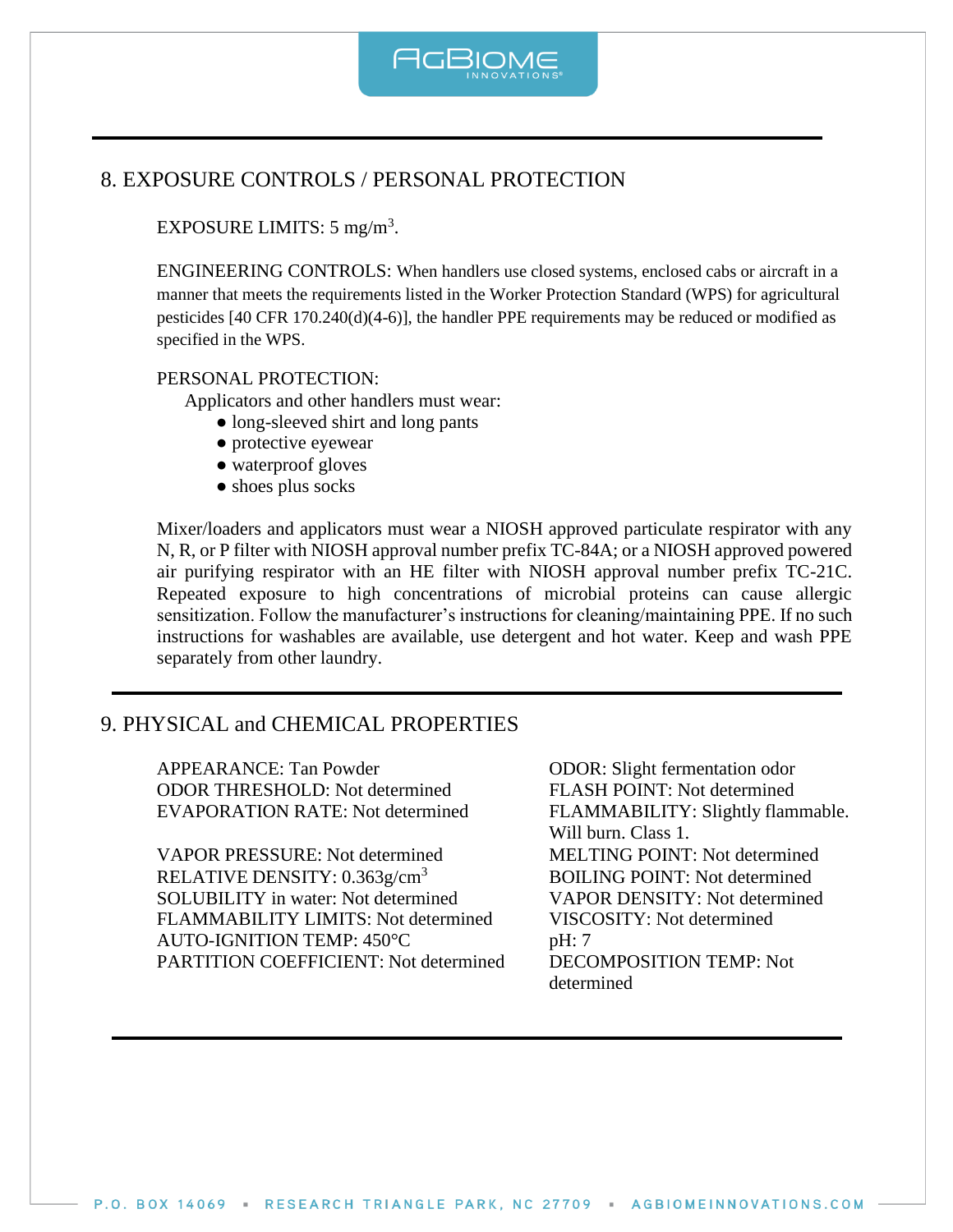## 8. EXPOSURE CONTROLS / PERSONAL PROTECTION

EXPOSURE LIMITS: 5 $mg/m^3$.

ENGINEERING CONTROLS: When handlers use closed systems, enclosed cabs or aircraft in a manner that meets the requirements listed in the Worker Protection Standard (WPS) for agricultural pesticides [40 CFR 170.240(d)(4-6)], the handler PPE requirements may be reduced or modified as specified in the WPS.

PERSONAL PROTECTION:

Applicators and other handlers must wear:

- long-sleeved shirt and long pants
- protective eyewear
- waterproof gloves
- shoes plus socks

Mixer/loaders and applicators must wear a NIOSH approved particulate respirator with any N, R, or P filter with NIOSH approval number prefix TC-84A; or a NIOSH approved powered air purifying respirator with an HE filter with NIOSH approval number prefix TC-21C. Repeated exposure to high concentrations of microbial proteins can cause allergic sensitization. Follow the manufacturer's instructions for cleaning/maintaining PPE. If no such instructions for washables are available, use detergent and hot water. Keep and wash PPE separately from other laundry.

## 9. PHYSICAL and CHEMICAL PROPERTIES

APPEARANCE: Tan Powder
ODOR THRESHOLD: Not determined
EVAPORATION RATE: Not determined

VAPOR PRESSURE: Not determined
RELATIVE DENSITY: 0.363$g/cm^3$
SOLUBILITY in water: Not determined
FLAMMABILITY LIMITS: Not determined
AUTO-IGNITION TEMP: 450°C
PARTITION COEFFICIENT: Not determined

ODOR: Slight fermentation odor
FLASH POINT: Not determined
FLAMMABILITY: Slightly flammable. Will burn. Class 1.
MELTING POINT: Not determined
BOILING POINT: Not determined
VAPOR DENSITY: Not determined
VISCOSITY: Not determined
pH: 7
DECOMPOSITION TEMP: Not determined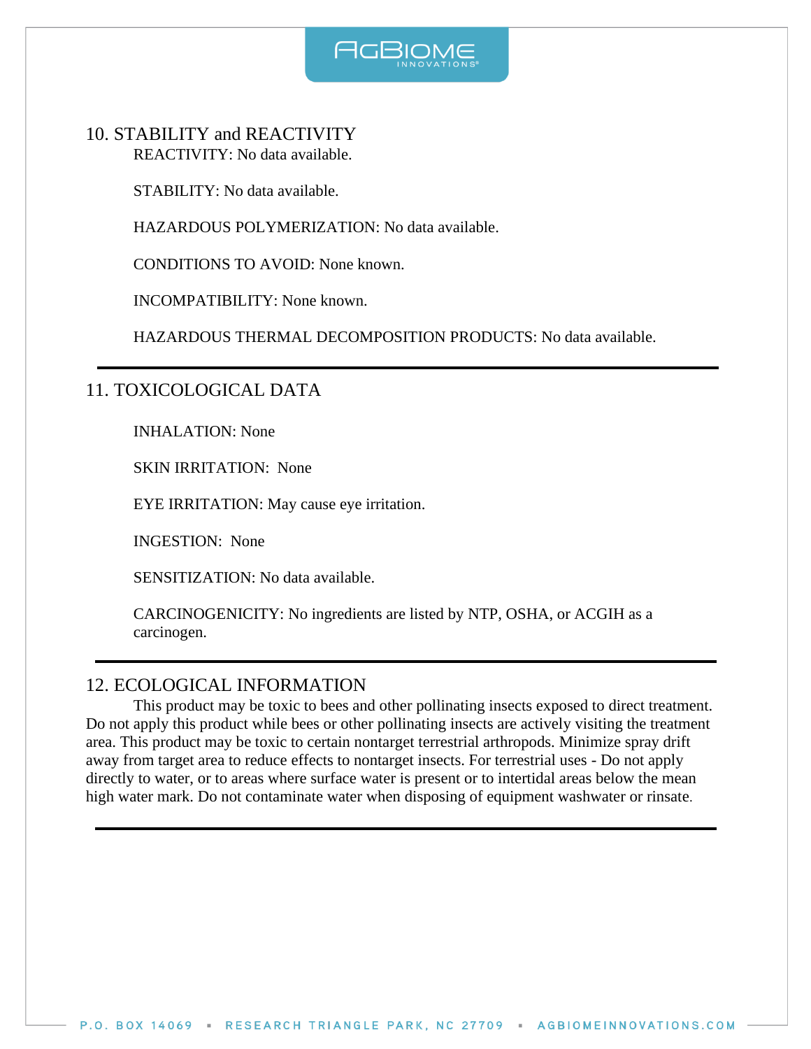## 10. STABILITY and REACTIVITY

REACTIVITY: No data available.

STABILITY: No data available.

HAZARDOUS POLYMERIZATION: No data available.

CONDITIONS TO AVOID: None known.

INCOMPATIBILITY: None known.

HAZARDOUS THERMAL DECOMPOSITION PRODUCTS: No data available.

---

## 11. TOXICOLOGICAL DATA

INHALATION: None

SKIN IRRITATION: None

EYE IRRITATION: May cause eye irritation.

INGESTION: None

SENSITIZATION: No data available.

CARCINOGENICITY: No ingredients are listed by NTP, OSHA, or ACGIH as a carcinogen.

---

## 12. ECOLOGICAL INFORMATION

This product may be toxic to bees and other pollinating insects exposed to direct treatment. Do not apply this product while bees or other pollinating insects are actively visiting the treatment area. This product may be toxic to certain nontarget terrestrial arthropods. Minimize spray drift away from target area to reduce effects to nontarget insects. For terrestrial uses - Do not apply directly to water, or to areas where surface water is present or to intertidal areas below the mean high water mark. Do not contaminate water when disposing of equipment washwater or rinsate.

---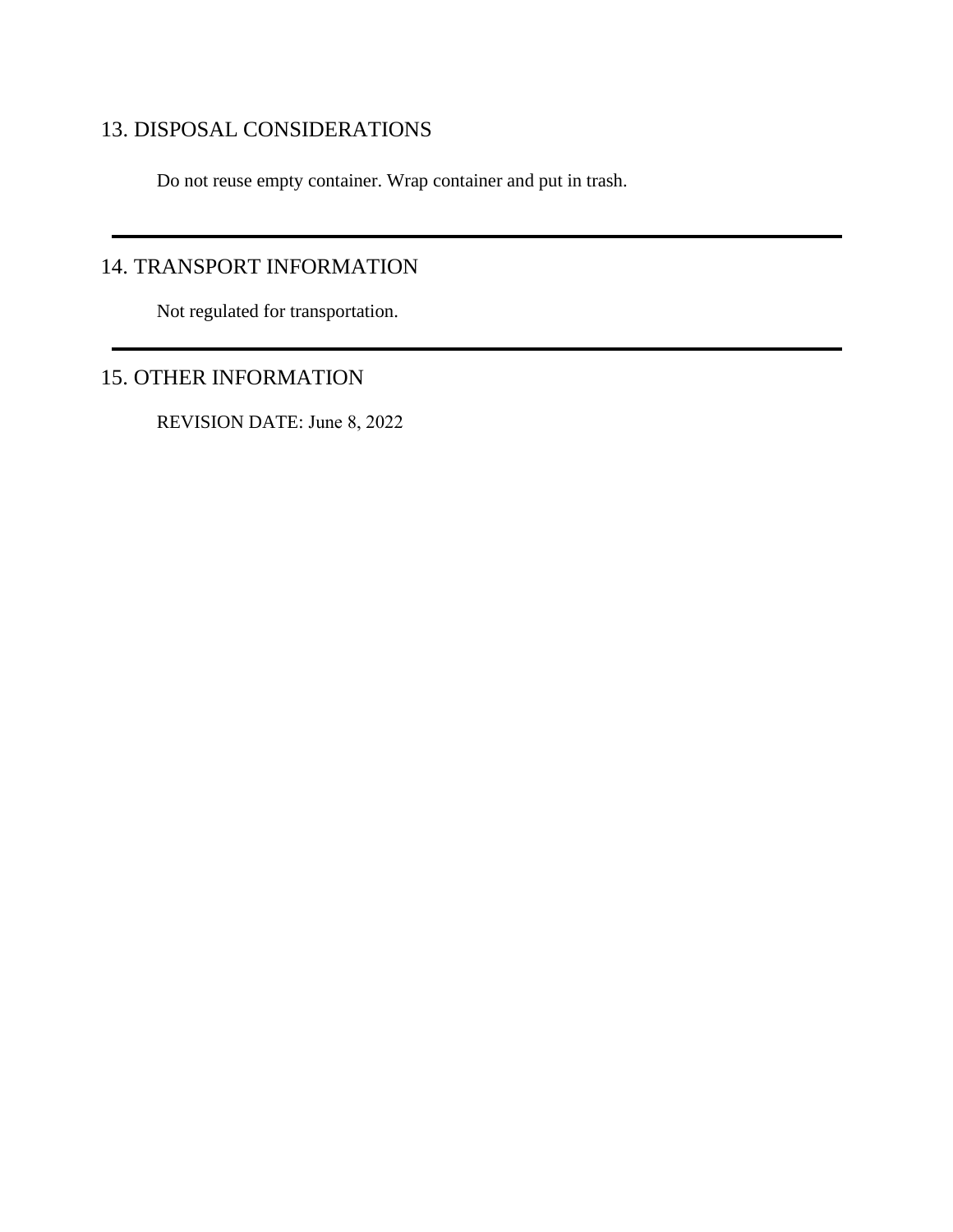## 13. DISPOSAL CONSIDERATIONS

Do not reuse empty container. Wrap container and put in trash.

---

## 14. TRANSPORT INFORMATION

Not regulated for transportation.

---

## 15. OTHER INFORMATION

REVISION DATE: June 8, 2022